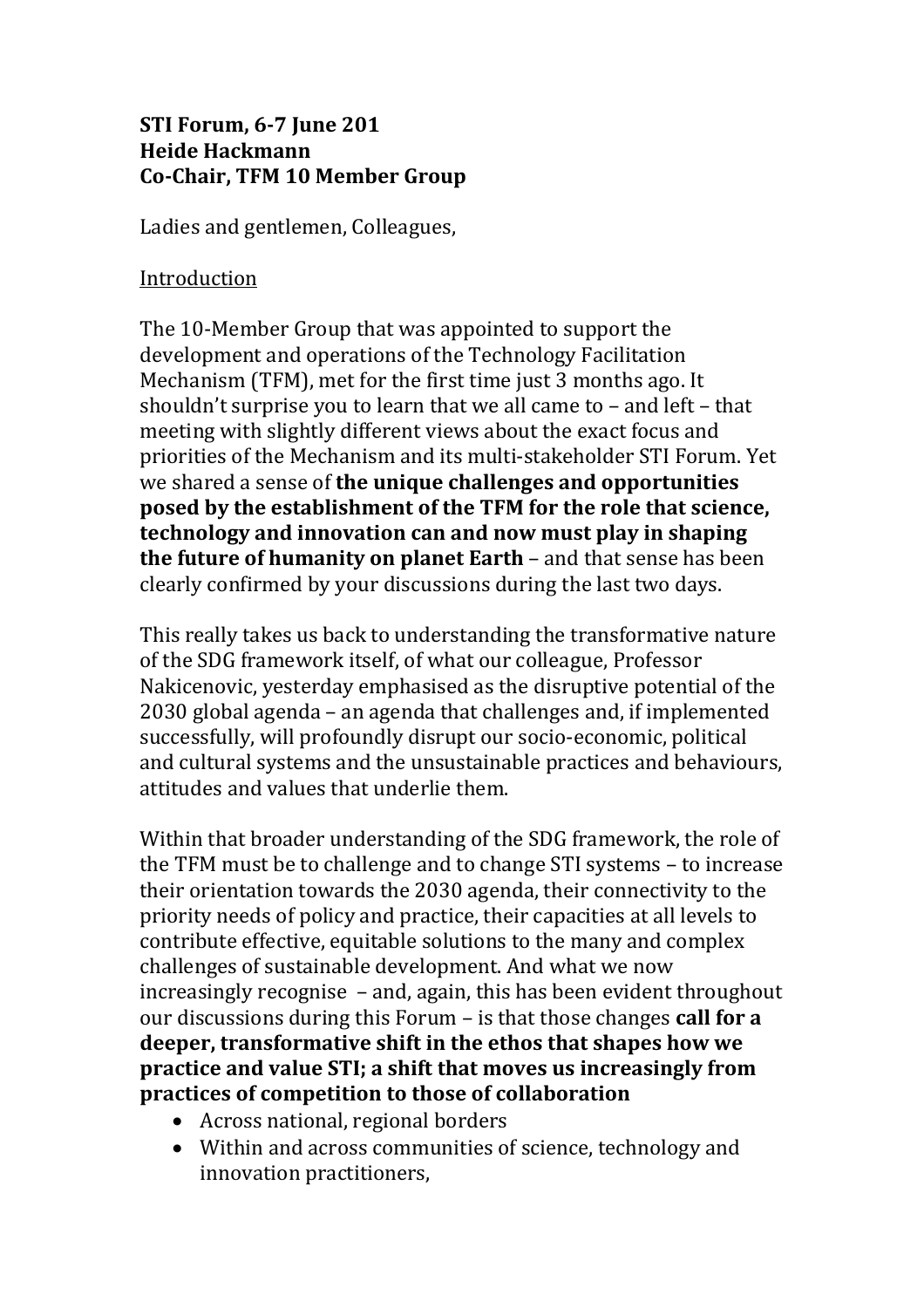**STI Forum, 6-7 June 201**
**Heide Hackmann**
**Co-Chair, TFM 10 Member Group**

Ladies and gentlemen, Colleagues,

<u>Introduction</u>

The 10-Member Group that was appointed to support the development and operations of the Technology Facilitation Mechanism (TFM), met for the first time just 3 months ago. It shouldn't surprise you to learn that we all came to – and left – that meeting with slightly different views about the exact focus and priorities of the Mechanism and its multi-stakeholder STI Forum. Yet we shared a sense of **the unique challenges and opportunities posed by the establishment of the TFM for the role that science, technology and innovation can and now must play in shaping the future of humanity on planet Earth** – and that sense has been clearly confirmed by your discussions during the last two days.

This really takes us back to understanding the transformative nature of the SDG framework itself, of what our colleague, Professor Nakicenovic, yesterday emphasised as the disruptive potential of the 2030 global agenda – an agenda that challenges and, if implemented successfully, will profoundly disrupt our socio-economic, political and cultural systems and the unsustainable practices and behaviours, attitudes and values that underlie them.

Within that broader understanding of the SDG framework, the role of the TFM must be to challenge and to change STI systems – to increase their orientation towards the 2030 agenda, their connectivity to the priority needs of policy and practice, their capacities at all levels to contribute effective, equitable solutions to the many and complex challenges of sustainable development. And what we now increasingly recognise – and, again, this has been evident throughout our discussions during this Forum – is that those changes **call for a deeper, transformative shift in the ethos that shapes how we practice and value STI; a shift that moves us increasingly from practices of competition to those of collaboration**

- Across national, regional borders
- Within and across communities of science, technology and innovation practitioners,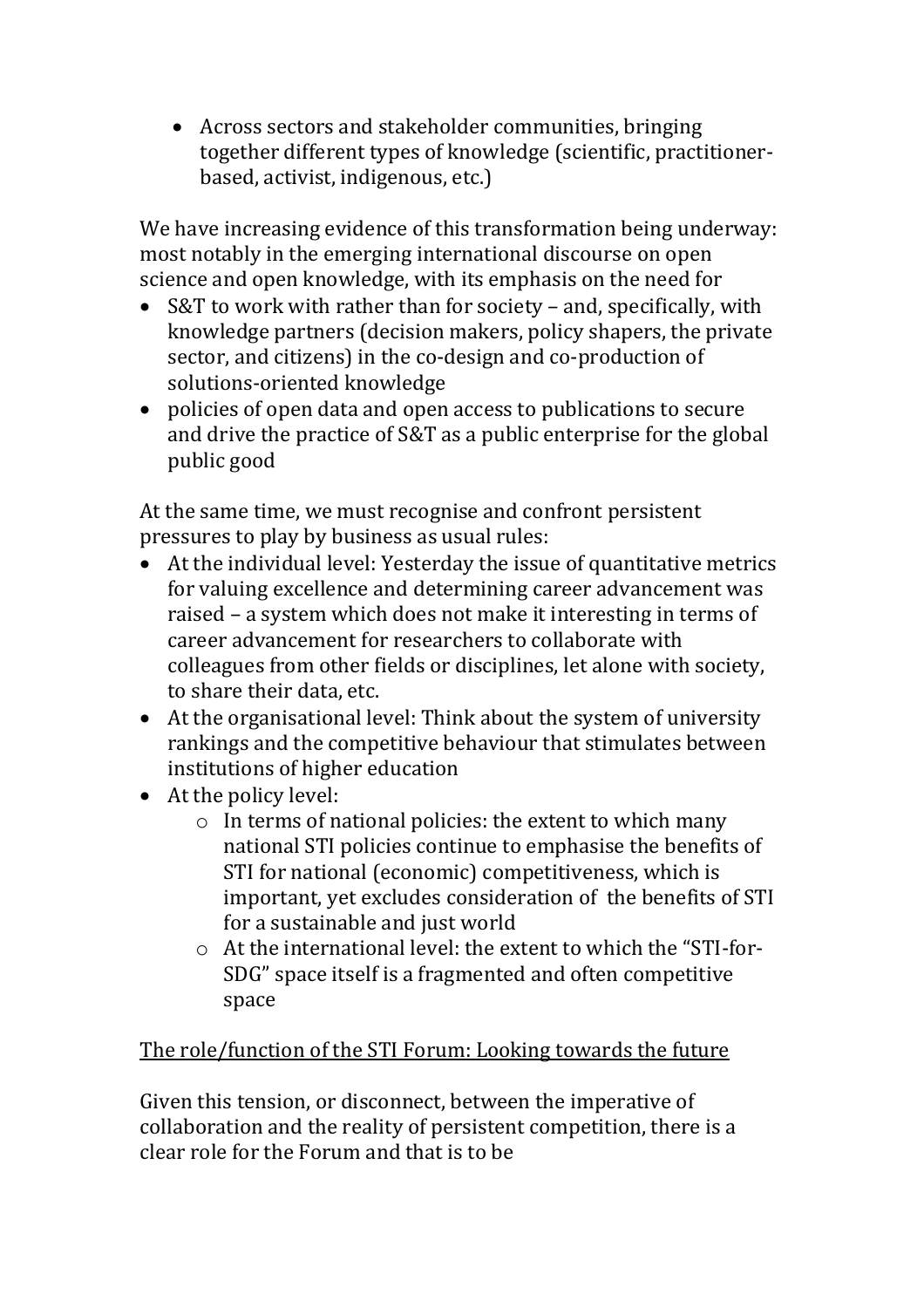- Across sectors and stakeholder communities, bringing together different types of knowledge (scientific, practitioner-based, activist, indigenous, etc.)

We have increasing evidence of this transformation being underway: most notably in the emerging international discourse on open science and open knowledge, with its emphasis on the need for

- S&T to work with rather than for society – and, specifically, with knowledge partners (decision makers, policy shapers, the private sector, and citizens) in the co-design and co-production of solutions-oriented knowledge
- policies of open data and open access to publications to secure and drive the practice of S&T as a public enterprise for the global public good

At the same time, we must recognise and confront persistent pressures to play by business as usual rules:

- At the individual level: Yesterday the issue of quantitative metrics for valuing excellence and determining career advancement was raised – a system which does not make it interesting in terms of career advancement for researchers to collaborate with colleagues from other fields or disciplines, let alone with society, to share their data, etc.
- At the organisational level: Think about the system of university rankings and the competitive behaviour that stimulates between institutions of higher education
- At the policy level:
    - In terms of national policies: the extent to which many national STI policies continue to emphasise the benefits of STI for national (economic) competitiveness, which is important, yet excludes consideration of the benefits of STI for a sustainable and just world
    - At the international level: the extent to which the "STI-for-SDG" space itself is a fragmented and often competitive space

<u>The role/function of the STI Forum: Looking towards the future</u>

Given this tension, or disconnect, between the imperative of collaboration and the reality of persistent competition, there is a clear role for the Forum and that is to be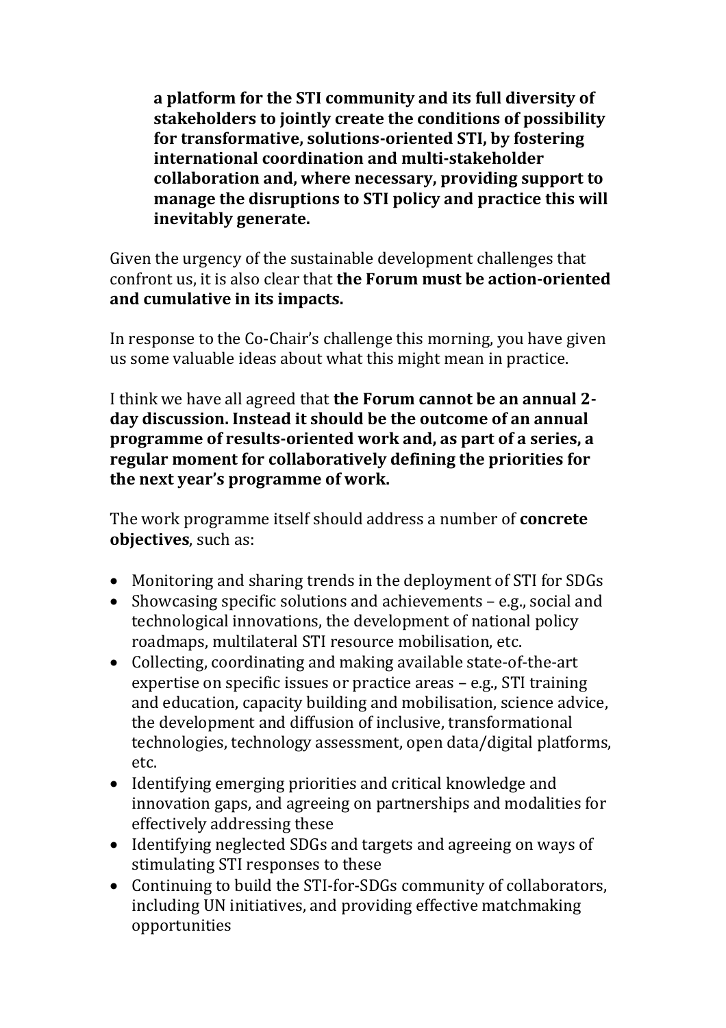**a platform for the STI community and its full diversity of stakeholders to jointly create the conditions of possibility for transformative, solutions-oriented STI, by fostering international coordination and multi-stakeholder collaboration and, where necessary, providing support to manage the disruptions to STI policy and practice this will inevitably generate.**

Given the urgency of the sustainable development challenges that confront us, it is also clear that **the Forum must be action-oriented and cumulative in its impacts.**

In response to the Co-Chair's challenge this morning, you have given us some valuable ideas about what this might mean in practice.

I think we have all agreed that **the Forum cannot be an annual 2-day discussion. Instead it should be the outcome of an annual programme of results-oriented work and, as part of a series, a regular moment for collaboratively defining the priorities for the next year's programme of work.**

The work programme itself should address a number of **concrete objectives**, such as:

- Monitoring and sharing trends in the deployment of STI for SDGs
- Showcasing specific solutions and achievements – e.g., social and technological innovations, the development of national policy roadmaps, multilateral STI resource mobilisation, etc.
- Collecting, coordinating and making available state-of-the-art expertise on specific issues or practice areas – e.g., STI training and education, capacity building and mobilisation, science advice, the development and diffusion of inclusive, transformational technologies, technology assessment, open data/digital platforms, etc.
- Identifying emerging priorities and critical knowledge and innovation gaps, and agreeing on partnerships and modalities for effectively addressing these
- Identifying neglected SDGs and targets and agreeing on ways of stimulating STI responses to these
- Continuing to build the STI-for-SDGs community of collaborators, including UN initiatives, and providing effective matchmaking opportunities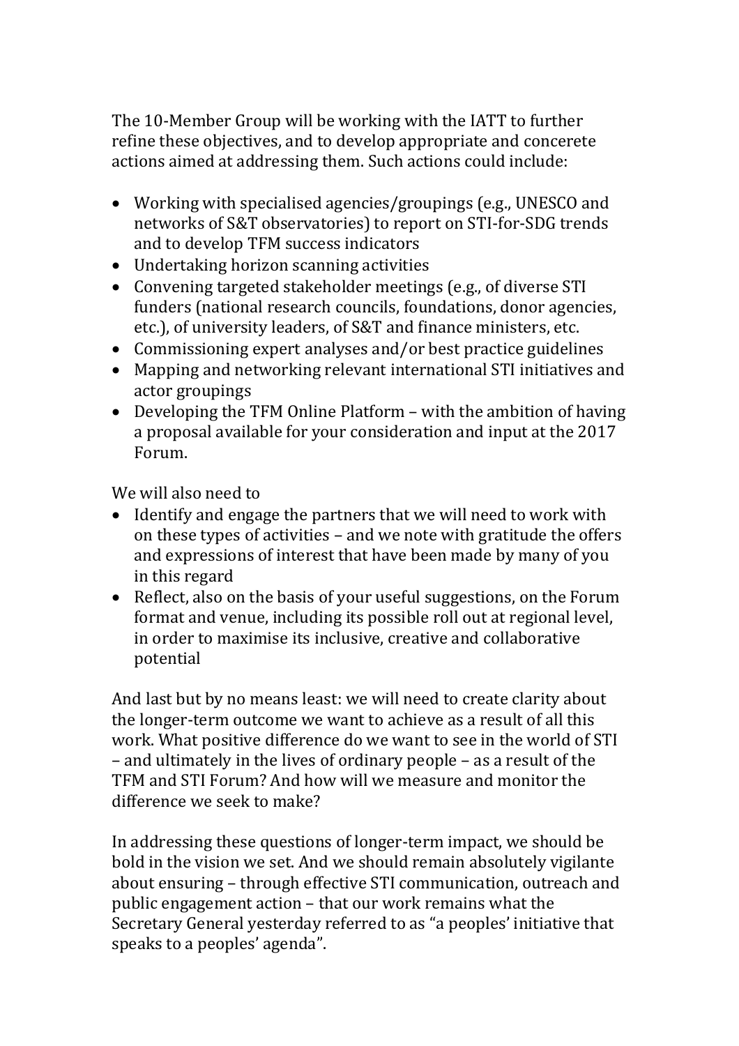The 10-Member Group will be working with the IATT to further refine these objectives, and to develop appropriate and concerete actions aimed at addressing them. Such actions could include:

- Working with specialised agencies/groupings (e.g., UNESCO and networks of S&T observatories) to report on STI-for-SDG trends and to develop TFM success indicators
- Undertaking horizon scanning activities
- Convening targeted stakeholder meetings (e.g., of diverse STI funders (national research councils, foundations, donor agencies, etc.), of university leaders, of S&T and finance ministers, etc.
- Commissioning expert analyses and/or best practice guidelines
- Mapping and networking relevant international STI initiatives and actor groupings
- Developing the TFM Online Platform – with the ambition of having a proposal available for your consideration and input at the 2017 Forum.

We will also need to

- Identify and engage the partners that we will need to work with on these types of activities – and we note with gratitude the offers and expressions of interest that have been made by many of you in this regard
- Reflect, also on the basis of your useful suggestions, on the Forum format and venue, including its possible roll out at regional level, in order to maximise its inclusive, creative and collaborative potential

And last but by no means least: we will need to create clarity about the longer-term outcome we want to achieve as a result of all this work. What positive difference do we want to see in the world of STI – and ultimately in the lives of ordinary people – as a result of the TFM and STI Forum? And how will we measure and monitor the difference we seek to make?

In addressing these questions of longer-term impact, we should be bold in the vision we set. And we should remain absolutely vigilante about ensuring – through effective STI communication, outreach and public engagement action – that our work remains what the Secretary General yesterday referred to as "a peoples' initiative that speaks to a peoples' agenda".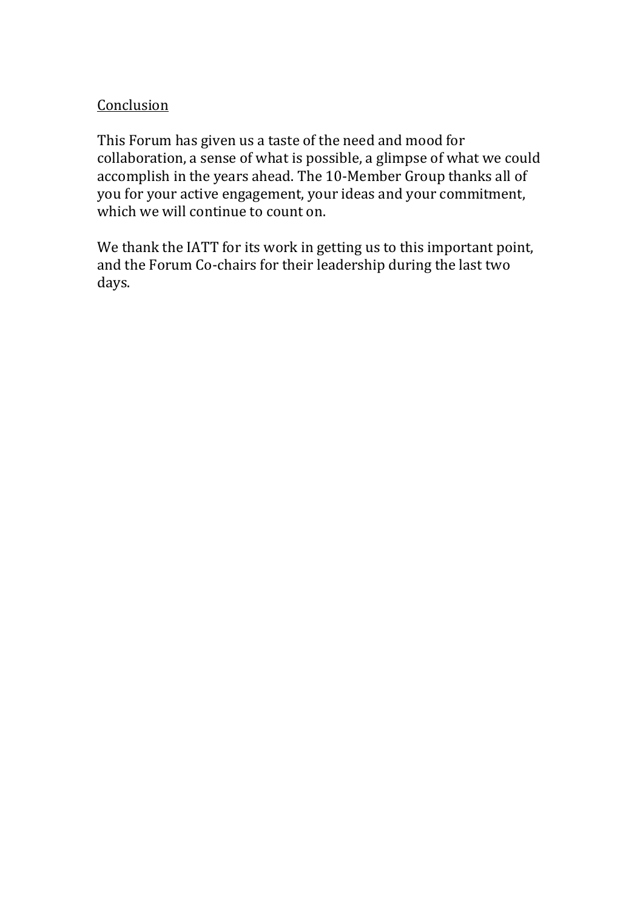<u>Conclusion</u>

This Forum has given us a taste of the need and mood for collaboration, a sense of what is possible, a glimpse of what we could accomplish in the years ahead. The 10-Member Group thanks all of you for your active engagement, your ideas and your commitment, which we will continue to count on.

We thank the IATT for its work in getting us to this important point, and the Forum Co-chairs for their leadership during the last two days.